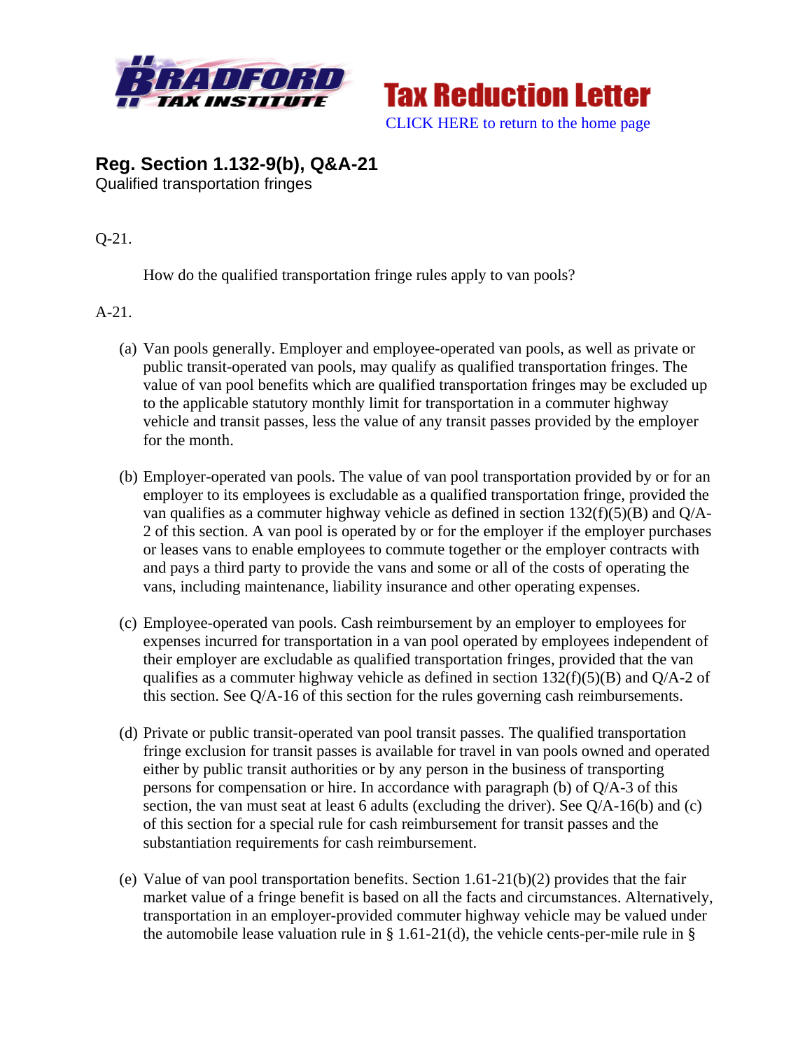Tax Reduction Letter

CLICK HERE to return to the home page

## Reg. Section 1.132-9(b), Q&A-21

Qualified transportation fringes

Q-21.

How do the qualified transportation fringe rules apply to van pools?

A-21.

(a) Van pools generally. Employer and employee-operated van pools, as well as private or public transit-operated van pools, may qualify as qualified transportation fringes. The value of van pool benefits which are qualified transportation fringes may be excluded up to the applicable statutory monthly limit for transportation in a commuter highway vehicle and transit passes, less the value of any transit passes provided by the employer for the month.

(b) Employer-operated van pools. The value of van pool transportation provided by or for an employer to its employees is excludable as a qualified transportation fringe, provided the van qualifies as a commuter highway vehicle as defined in section 132(f)(5)(B) and Q/A-2 of this section. A van pool is operated by or for the employer if the employer purchases or leases vans to enable employees to commute together or the employer contracts with and pays a third party to provide the vans and some or all of the costs of operating the vans, including maintenance, liability insurance and other operating expenses.

(c) Employee-operated van pools. Cash reimbursement by an employer to employees for expenses incurred for transportation in a van pool operated by employees independent of their employer are excludable as qualified transportation fringes, provided that the van qualifies as a commuter highway vehicle as defined in section 132(f)(5)(B) and Q/A-2 of this section. See Q/A-16 of this section for the rules governing cash reimbursements.

(d) Private or public transit-operated van pool transit passes. The qualified transportation fringe exclusion for transit passes is available for travel in van pools owned and operated either by public transit authorities or by any person in the business of transporting persons for compensation or hire. In accordance with paragraph (b) of Q/A-3 of this section, the van must seat at least 6 adults (excluding the driver). See Q/A-16(b) and (c) of this section for a special rule for cash reimbursement for transit passes and the substantiation requirements for cash reimbursement.

(e) Value of van pool transportation benefits. Section 1.61-21(b)(2) provides that the fair market value of a fringe benefit is based on all the facts and circumstances. Alternatively, transportation in an employer-provided commuter highway vehicle may be valued under the automobile lease valuation rule in § 1.61-21(d), the vehicle cents-per-mile rule in §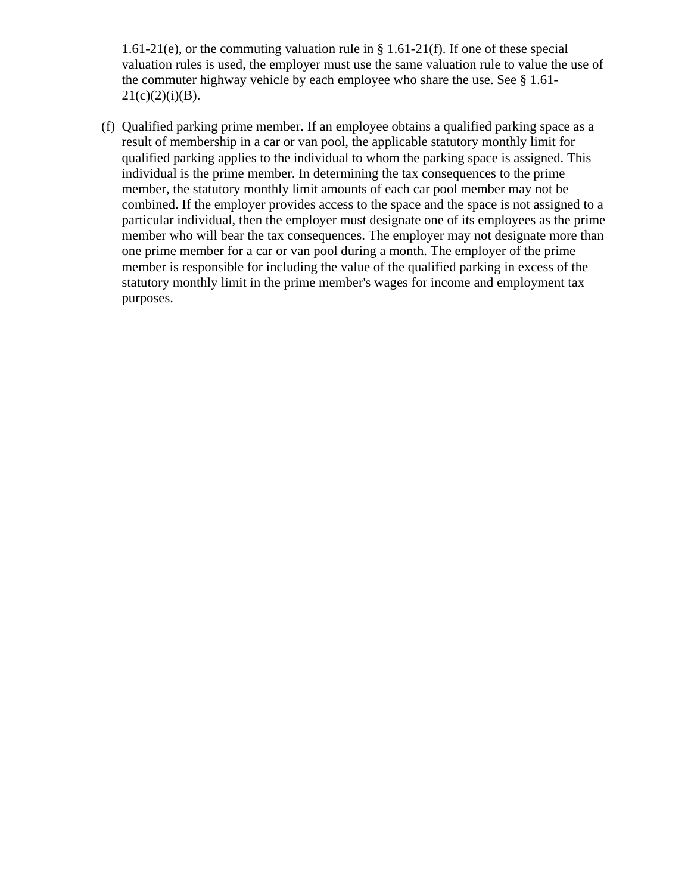1.61-21(e), or the commuting valuation rule in § 1.61-21(f). If one of these special valuation rules is used, the employer must use the same valuation rule to value the use of the commuter highway vehicle by each employee who share the use. See § 1.61-21(c)(2)(i)(B).

(f) Qualified parking prime member. If an employee obtains a qualified parking space as a result of membership in a car or van pool, the applicable statutory monthly limit for qualified parking applies to the individual to whom the parking space is assigned. This individual is the prime member. In determining the tax consequences to the prime member, the statutory monthly limit amounts of each car pool member may not be combined. If the employer provides access to the space and the space is not assigned to a particular individual, then the employer must designate one of its employees as the prime member who will bear the tax consequences. The employer may not designate more than one prime member for a car or van pool during a month. The employer of the prime member is responsible for including the value of the qualified parking in excess of the statutory monthly limit in the prime member's wages for income and employment tax purposes.